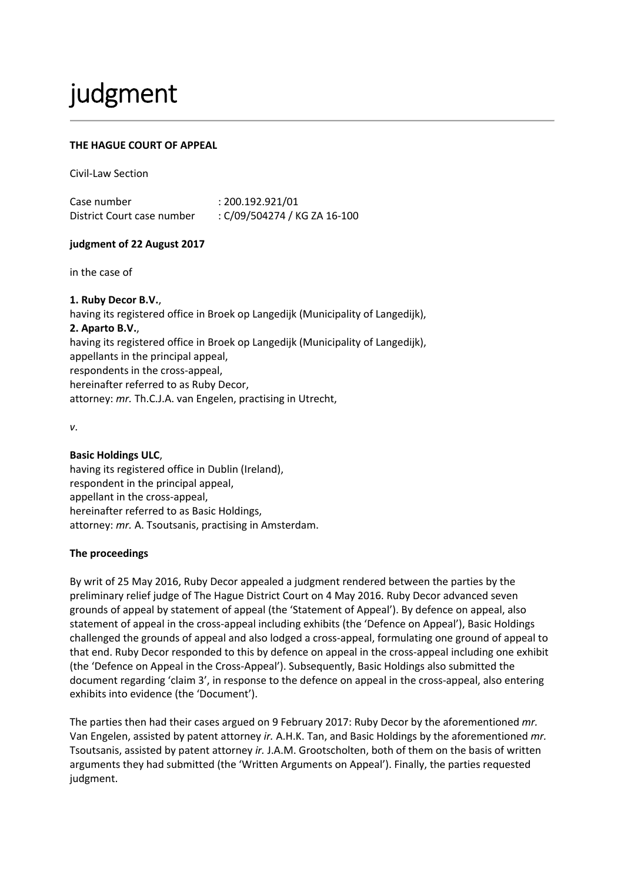# judgment

---

**THE HAGUE COURT OF APPEAL**

Civil-Law Section

| | |
|---|---|
| Case number | : 200.192.921/01 |
| District Court case number | : C/09/504274 / KG ZA 16-100 |

**judgment of 22 August 2017**

in the case of

**1. Ruby Decor B.V.**,
having its registered office in Broek op Langedijk (Municipality of Langedijk),
**2. Aparto B.V.**,
having its registered office in Broek op Langedijk (Municipality of Langedijk),
appellants in the principal appeal,
respondents in the cross-appeal,
hereinafter referred to as Ruby Decor,
attorney: *mr.* Th.C.J.A. van Engelen, practising in Utrecht,

*v*.

**Basic Holdings ULC**,
having its registered office in Dublin (Ireland),
respondent in the principal appeal,
appellant in the cross-appeal,
hereinafter referred to as Basic Holdings,
attorney: *mr.* A. Tsoutsanis, practising in Amsterdam.

**The proceedings**

By writ of 25 May 2016, Ruby Decor appealed a judgment rendered between the parties by the preliminary relief judge of The Hague District Court on 4 May 2016. Ruby Decor advanced seven grounds of appeal by statement of appeal (the 'Statement of Appeal'). By defence on appeal, also statement of appeal in the cross-appeal including exhibits (the 'Defence on Appeal'), Basic Holdings challenged the grounds of appeal and also lodged a cross-appeal, formulating one ground of appeal to that end. Ruby Decor responded to this by defence on appeal in the cross-appeal including one exhibit (the 'Defence on Appeal in the Cross-Appeal'). Subsequently, Basic Holdings also submitted the document regarding 'claim 3', in response to the defence on appeal in the cross-appeal, also entering exhibits into evidence (the 'Document').

The parties then had their cases argued on 9 February 2017: Ruby Decor by the aforementioned *mr.* Van Engelen, assisted by patent attorney *ir.* A.H.K. Tan, and Basic Holdings by the aforementioned *mr.* Tsoutsanis, assisted by patent attorney *ir.* J.A.M. Grootscholten, both of them on the basis of written arguments they had submitted (the 'Written Arguments on Appeal'). Finally, the parties requested judgment.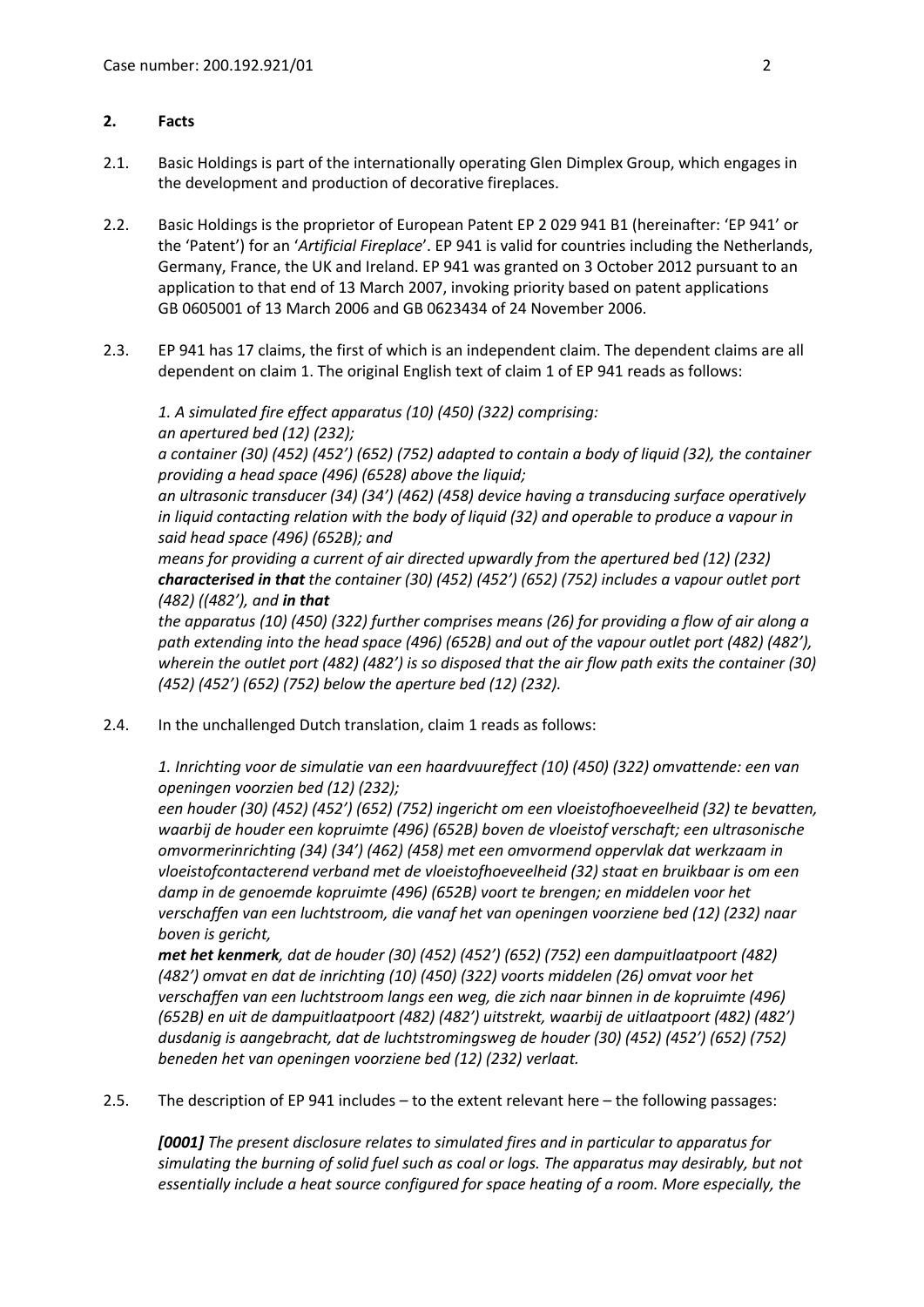## 2. Facts

2.1. Basic Holdings is part of the internationally operating Glen Dimplex Group, which engages in the development and production of decorative fireplaces.

2.2. Basic Holdings is the proprietor of European Patent EP 2 029 941 B1 (hereinafter: 'EP 941' or the 'Patent') for an '*Artificial Fireplace*'. EP 941 is valid for countries including the Netherlands, Germany, France, the UK and Ireland. EP 941 was granted on 3 October 2012 pursuant to an application to that end of 13 March 2007, invoking priority based on patent applications GB 0605001 of 13 March 2006 and GB 0623434 of 24 November 2006.

2.3. EP 941 has 17 claims, the first of which is an independent claim. The dependent claims are all dependent on claim 1. The original English text of claim 1 of EP 941 reads as follows:

*1. A simulated fire effect apparatus (10) (450) (322) comprising:*
*an apertured bed (12) (232);*
*a container (30) (452) (452') (652) (752) adapted to contain a body of liquid (32), the container providing a head space (496) (6528) above the liquid;*
*an ultrasonic transducer (34) (34') (462) (458) device having a transducing surface operatively in liquid contacting relation with the body of liquid (32) and operable to produce a vapour in said head space (496) (652B); and*
*means for providing a current of air directed upwardly from the apertured bed (12) (232)* ***characterised in that*** *the container (30) (452) (452') (652) (752) includes a vapour outlet port (482) ((482'), and* ***in that***
*the apparatus (10) (450) (322) further comprises means (26) for providing a flow of air along a path extending into the head space (496) (652B) and out of the vapour outlet port (482) (482'), wherein the outlet port (482) (482') is so disposed that the air flow path exits the container (30) (452) (452') (652) (752) below the aperture bed (12) (232).*

2.4. In the unchallenged Dutch translation, claim 1 reads as follows:

*1. Inrichting voor de simulatie van een haardvuureffect (10) (450) (322) omvattende: een van openingen voorzien bed (12) (232);*
*een houder (30) (452) (452') (652) (752) ingericht om een vloeistofhoeveelheid (32) te bevatten, waarbij de houder een kopruimte (496) (652B) boven de vloeistof verschaft; een ultrasonische omvormerinrichting (34) (34') (462) (458) met een omvormend oppervlak dat werkzaam in vloeistofcontacterend verband met de vloeistofhoeveelheid (32) staat en bruikbaar is om een damp in de genoemde kopruimte (496) (652B) voort te brengen; en middelen voor het verschaffen van een luchtstroom, die vanaf het van openingen voorziene bed (12) (232) naar boven is gericht,*
***met het kenmerk****, dat de houder (30) (452) (452') (652) (752) een dampuitlaatpoort (482) (482') omvat en dat de inrichting (10) (450) (322) voorts middelen (26) omvat voor het verschaffen van een luchtstroom langs een weg, die zich naar binnen in de kopruimte (496) (652B) en uit de dampuitlaatpoort (482) (482') uitstrekt, waarbij de uitlaatpoort (482) (482') dusdanig is aangebracht, dat de luchtstromingsweg de houder (30) (452) (452') (652) (752) beneden het van openingen voorziene bed (12) (232) verlaat.*

2.5. The description of EP 941 includes – to the extent relevant here – the following passages:

***[0001]*** *The present disclosure relates to simulated fires and in particular to apparatus for simulating the burning of solid fuel such as coal or logs. The apparatus may desirably, but not essentially include a heat source configured for space heating of a room. More especially, the*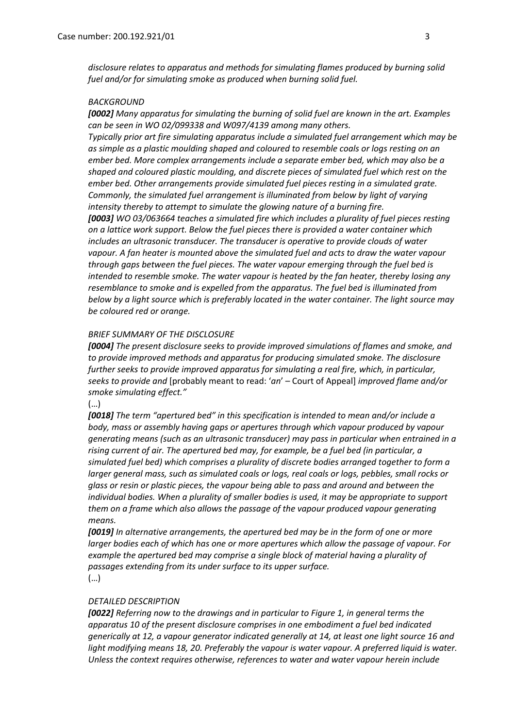*disclosure relates to apparatus and methods for simulating flames produced by burning solid fuel and/or for simulating smoke as produced when burning solid fuel.*

*BACKGROUND*

***[0002]*** *Many apparatus for simulating the burning of solid fuel are known in the art. Examples can be seen in WO 02/099338 and W097/4139 among many others.*
*Typically prior art fire simulating apparatus include a simulated fuel arrangement which may be as simple as a plastic moulding shaped and coloured to resemble coals or logs resting on an ember bed. More complex arrangements include a separate ember bed, which may also be a shaped and coloured plastic moulding, and discrete pieces of simulated fuel which rest on the ember bed. Other arrangements provide simulated fuel pieces resting in a simulated grate. Commonly, the simulated fuel arrangement is illuminated from below by light of varying intensity thereby to attempt to simulate the glowing nature of a burning fire.*

***[0003]*** *WO 03/063664 teaches a simulated fire which includes a plurality of fuel pieces resting on a lattice work support. Below the fuel pieces there is provided a water container which includes an ultrasonic transducer. The transducer is operative to provide clouds of water vapour. A fan heater is mounted above the simulated fuel and acts to draw the water vapour through gaps between the fuel pieces. The water vapour emerging through the fuel bed is intended to resemble smoke. The water vapour is heated by the fan heater, thereby losing any resemblance to smoke and is expelled from the apparatus. The fuel bed is illuminated from below by a light source which is preferably located in the water container. The light source may be coloured red or orange.*

*BRIEF SUMMARY OF THE DISCLOSURE*

***[0004]*** *The present disclosure seeks to provide improved simulations of flames and smoke, and to provide improved methods and apparatus for producing simulated smoke. The disclosure further seeks to provide improved apparatus for simulating a real fire, which, in particular, seeks to provide and* [probably meant to read: '*an*' – Court of Appeal] *improved flame and/or smoke simulating effect."*

(…)

***[0018]*** *The term "apertured bed" in this specification is intended to mean and/or include a body, mass or assembly having gaps or apertures through which vapour produced by vapour generating means (such as an ultrasonic transducer) may pass in particular when entrained in a rising current of air. The apertured bed may, for example, be a fuel bed (in particular, a simulated fuel bed) which comprises a plurality of discrete bodies arranged together to form a larger general mass, such as simulated coals or logs, real coals or logs, pebbles, small rocks or glass or resin or plastic pieces, the vapour being able to pass and around and between the individual bodies. When a plurality of smaller bodies is used, it may be appropriate to support them on a frame which also allows the passage of the vapour produced vapour generating means.*

***[0019]*** *In alternative arrangements, the apertured bed may be in the form of one or more larger bodies each of which has one or more apertures which allow the passage of vapour. For example the apertured bed may comprise a single block of material having a plurality of passages extending from its under surface to its upper surface.*

(…)

*DETAILED DESCRIPTION*

***[0022]*** *Referring now to the drawings and in particular to Figure 1, in general terms the apparatus 10 of the present disclosure comprises in one embodiment a fuel bed indicated generically at 12, a vapour generator indicated generally at 14, at least one light source 16 and light modifying means 18, 20. Preferably the vapour is water vapour. A preferred liquid is water. Unless the context requires otherwise, references to water and water vapour herein include*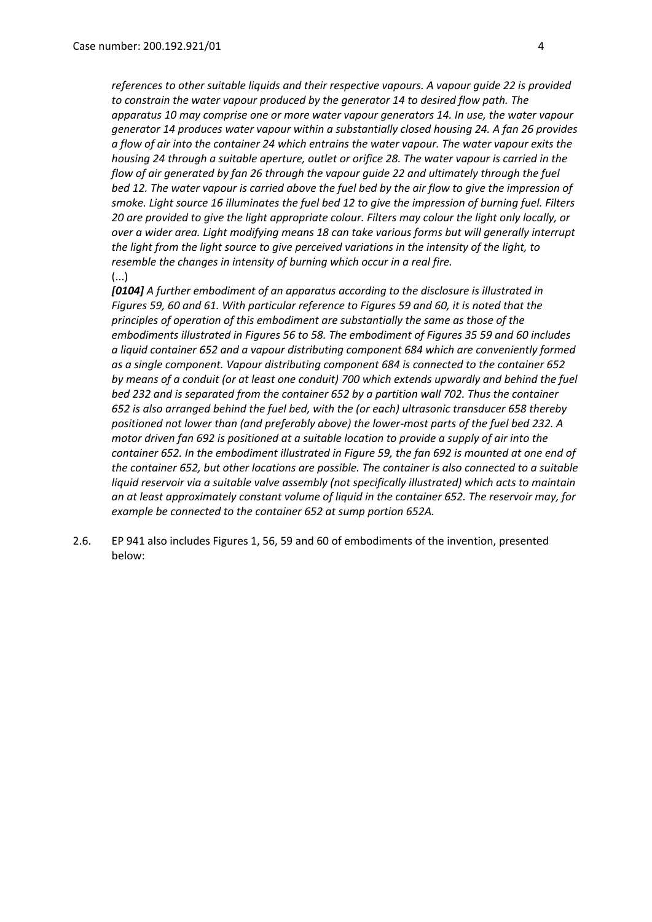*references to other suitable liquids and their respective vapours. A vapour guide 22 is provided to constrain the water vapour produced by the generator 14 to desired flow path. The apparatus 10 may comprise one or more water vapour generators 14. In use, the water vapour generator 14 produces water vapour within a substantially closed housing 24. A fan 26 provides a flow of air into the container 24 which entrains the water vapour. The water vapour exits the housing 24 through a suitable aperture, outlet or orifice 28. The water vapour is carried in the flow of air generated by fan 26 through the vapour guide 22 and ultimately through the fuel bed 12. The water vapour is carried above the fuel bed by the air flow to give the impression of smoke. Light source 16 illuminates the fuel bed 12 to give the impression of burning fuel. Filters 20 are provided to give the light appropriate colour. Filters may colour the light only locally, or over a wider area. Light modifying means 18 can take various forms but will generally interrupt the light from the light source to give perceived variations in the intensity of the light, to resemble the changes in intensity of burning which occur in a real fire.*

(...)

***[0104]*** *A further embodiment of an apparatus according to the disclosure is illustrated in Figures 59, 60 and 61. With particular reference to Figures 59 and 60, it is noted that the principles of operation of this embodiment are substantially the same as those of the embodiments illustrated in Figures 56 to 58. The embodiment of Figures 35 59 and 60 includes a liquid container 652 and a vapour distributing component 684 which are conveniently formed as a single component. Vapour distributing component 684 is connected to the container 652 by means of a conduit (or at least one conduit) 700 which extends upwardly and behind the fuel bed 232 and is separated from the container 652 by a partition wall 702. Thus the container 652 is also arranged behind the fuel bed, with the (or each) ultrasonic transducer 658 thereby positioned not lower than (and preferably above) the lower-most parts of the fuel bed 232. A motor driven fan 692 is positioned at a suitable location to provide a supply of air into the container 652. In the embodiment illustrated in Figure 59, the fan 692 is mounted at one end of the container 652, but other locations are possible. The container is also connected to a suitable liquid reservoir via a suitable valve assembly (not specifically illustrated) which acts to maintain an at least approximately constant volume of liquid in the container 652. The reservoir may, for example be connected to the container 652 at sump portion 652A.*

2.6. EP 941 also includes Figures 1, 56, 59 and 60 of embodiments of the invention, presented below: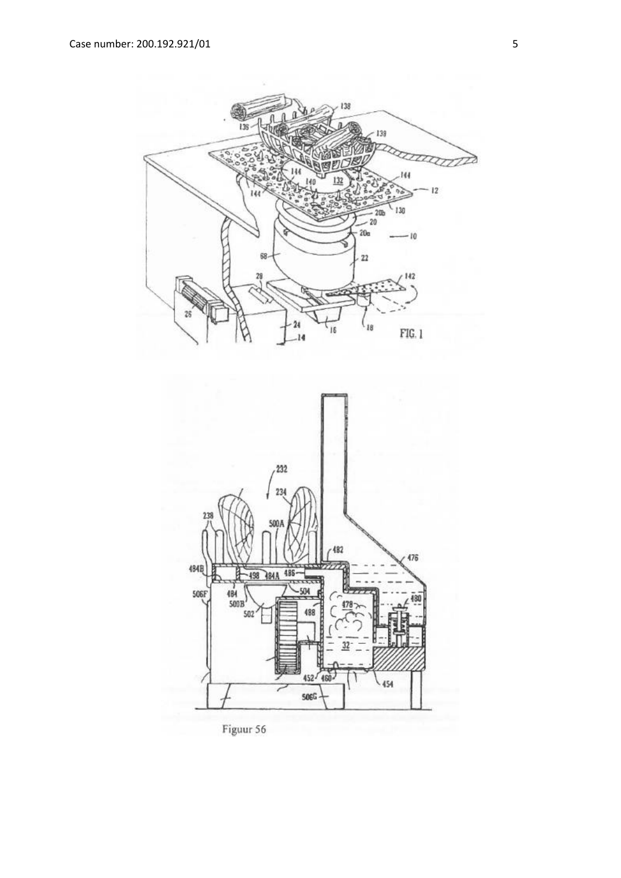FIG. 1

Figuur 56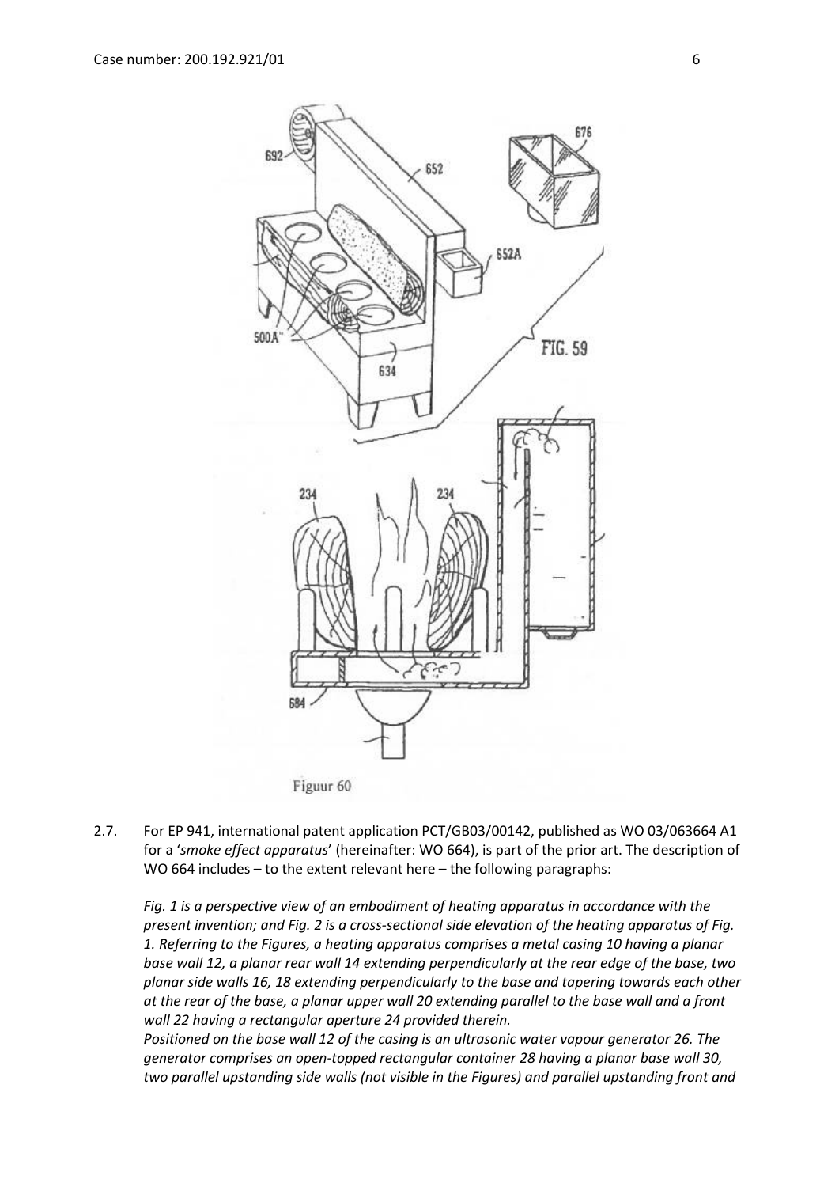FIG. 59

Figuur 60

2.7. For EP 941, international patent application PCT/GB03/00142, published as WO 03/063664 A1 for a '*smoke effect apparatus*' (hereinafter: WO 664), is part of the prior art. The description of WO 664 includes – to the extent relevant here – the following paragraphs:

*Fig. 1 is a perspective view of an embodiment of heating apparatus in accordance with the present invention; and Fig. 2 is a cross-sectional side elevation of the heating apparatus of Fig. 1. Referring to the Figures, a heating apparatus comprises a metal casing 10 having a planar base wall 12, a planar rear wall 14 extending perpendicularly at the rear edge of the base, two planar side walls 16, 18 extending perpendicularly to the base and tapering towards each other at the rear of the base, a planar upper wall 20 extending parallel to the base wall and a front wall 22 having a rectangular aperture 24 provided therein.*

*Positioned on the base wall 12 of the casing is an ultrasonic water vapour generator 26. The generator comprises an open-topped rectangular container 28 having a planar base wall 30, two parallel upstanding side walls (not visible in the Figures) and parallel upstanding front and*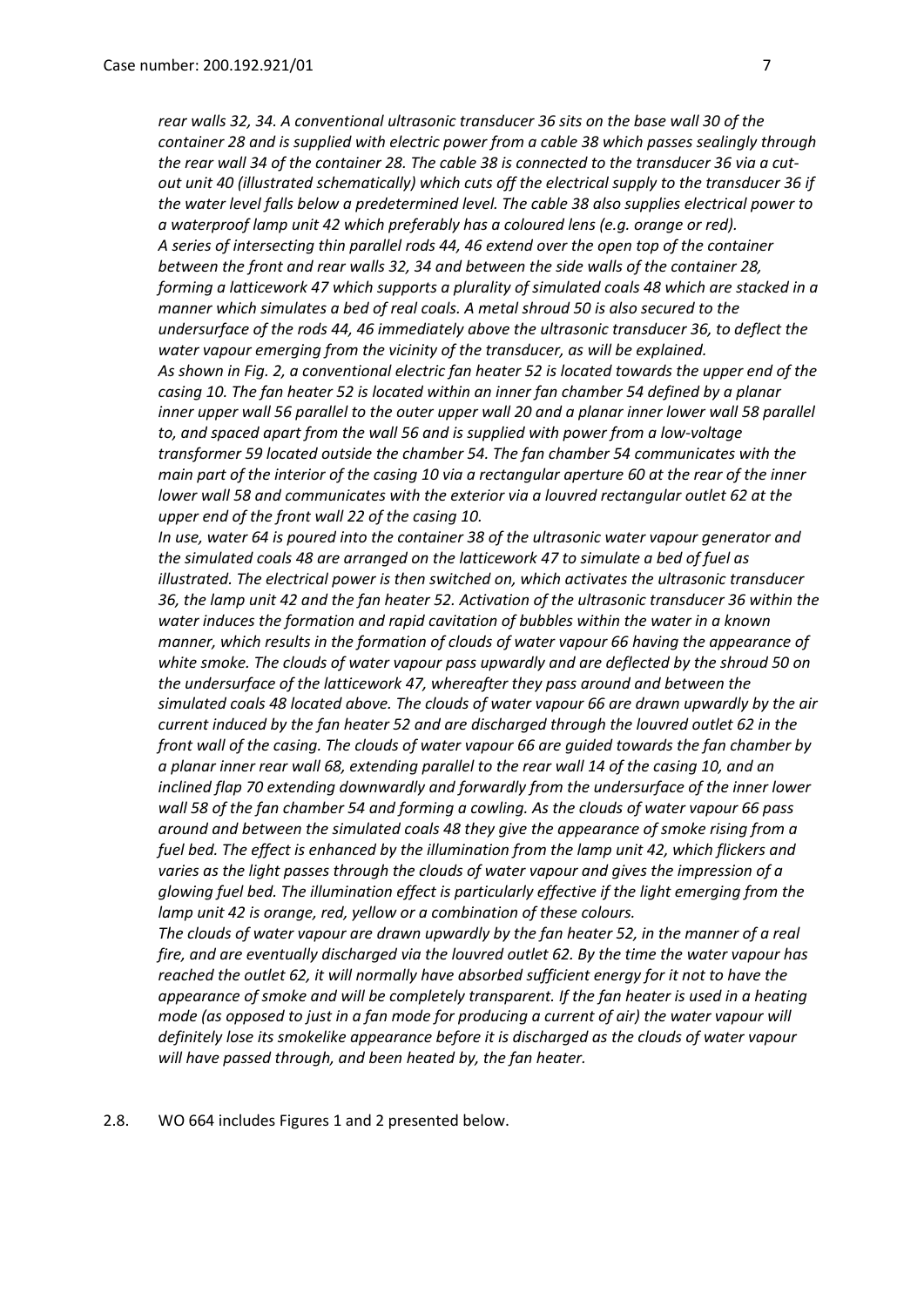*rear walls 32, 34. A conventional ultrasonic transducer 36 sits on the base wall 30 of the container 28 and is supplied with electric power from a cable 38 which passes sealingly through the rear wall 34 of the container 28. The cable 38 is connected to the transducer 36 via a cut-out unit 40 (illustrated schematically) which cuts off the electrical supply to the transducer 36 if the water level falls below a predetermined level. The cable 38 also supplies electrical power to a waterproof lamp unit 42 which preferably has a coloured lens (e.g. orange or red).*
*A series of intersecting thin parallel rods 44, 46 extend over the open top of the container between the front and rear walls 32, 34 and between the side walls of the container 28, forming a latticework 47 which supports a plurality of simulated coals 48 which are stacked in a manner which simulates a bed of real coals. A metal shroud 50 is also secured to the undersurface of the rods 44, 46 immediately above the ultrasonic transducer 36, to deflect the water vapour emerging from the vicinity of the transducer, as will be explained.*
*As shown in Fig. 2, a conventional electric fan heater 52 is located towards the upper end of the casing 10. The fan heater 52 is located within an inner fan chamber 54 defined by a planar inner upper wall 56 parallel to the outer upper wall 20 and a planar inner lower wall 58 parallel to, and spaced apart from the wall 56 and is supplied with power from a low-voltage transformer 59 located outside the chamber 54. The fan chamber 54 communicates with the main part of the interior of the casing 10 via a rectangular aperture 60 at the rear of the inner lower wall 58 and communicates with the exterior via a louvred rectangular outlet 62 at the upper end of the front wall 22 of the casing 10.*
*In use, water 64 is poured into the container 38 of the ultrasonic water vapour generator and the simulated coals 48 are arranged on the latticework 47 to simulate a bed of fuel as illustrated. The electrical power is then switched on, which activates the ultrasonic transducer 36, the lamp unit 42 and the fan heater 52. Activation of the ultrasonic transducer 36 within the water induces the formation and rapid cavitation of bubbles within the water in a known manner, which results in the formation of clouds of water vapour 66 having the appearance of white smoke. The clouds of water vapour pass upwardly and are deflected by the shroud 50 on the undersurface of the latticework 47, whereafter they pass around and between the simulated coals 48 located above. The clouds of water vapour 66 are drawn upwardly by the air current induced by the fan heater 52 and are discharged through the louvred outlet 62 in the front wall of the casing. The clouds of water vapour 66 are guided towards the fan chamber by a planar inner rear wall 68, extending parallel to the rear wall 14 of the casing 10, and an inclined flap 70 extending downwardly and forwardly from the undersurface of the inner lower wall 58 of the fan chamber 54 and forming a cowling. As the clouds of water vapour 66 pass around and between the simulated coals 48 they give the appearance of smoke rising from a fuel bed. The effect is enhanced by the illumination from the lamp unit 42, which flickers and varies as the light passes through the clouds of water vapour and gives the impression of a glowing fuel bed. The illumination effect is particularly effective if the light emerging from the lamp unit 42 is orange, red, yellow or a combination of these colours.*
*The clouds of water vapour are drawn upwardly by the fan heater 52, in the manner of a real fire, and are eventually discharged via the louvred outlet 62. By the time the water vapour has reached the outlet 62, it will normally have absorbed sufficient energy for it not to have the appearance of smoke and will be completely transparent. If the fan heater is used in a heating mode (as opposed to just in a fan mode for producing a current of air) the water vapour will definitely lose its smokelike appearance before it is discharged as the clouds of water vapour will have passed through, and been heated by, the fan heater.*

2.8. WO 664 includes Figures 1 and 2 presented below.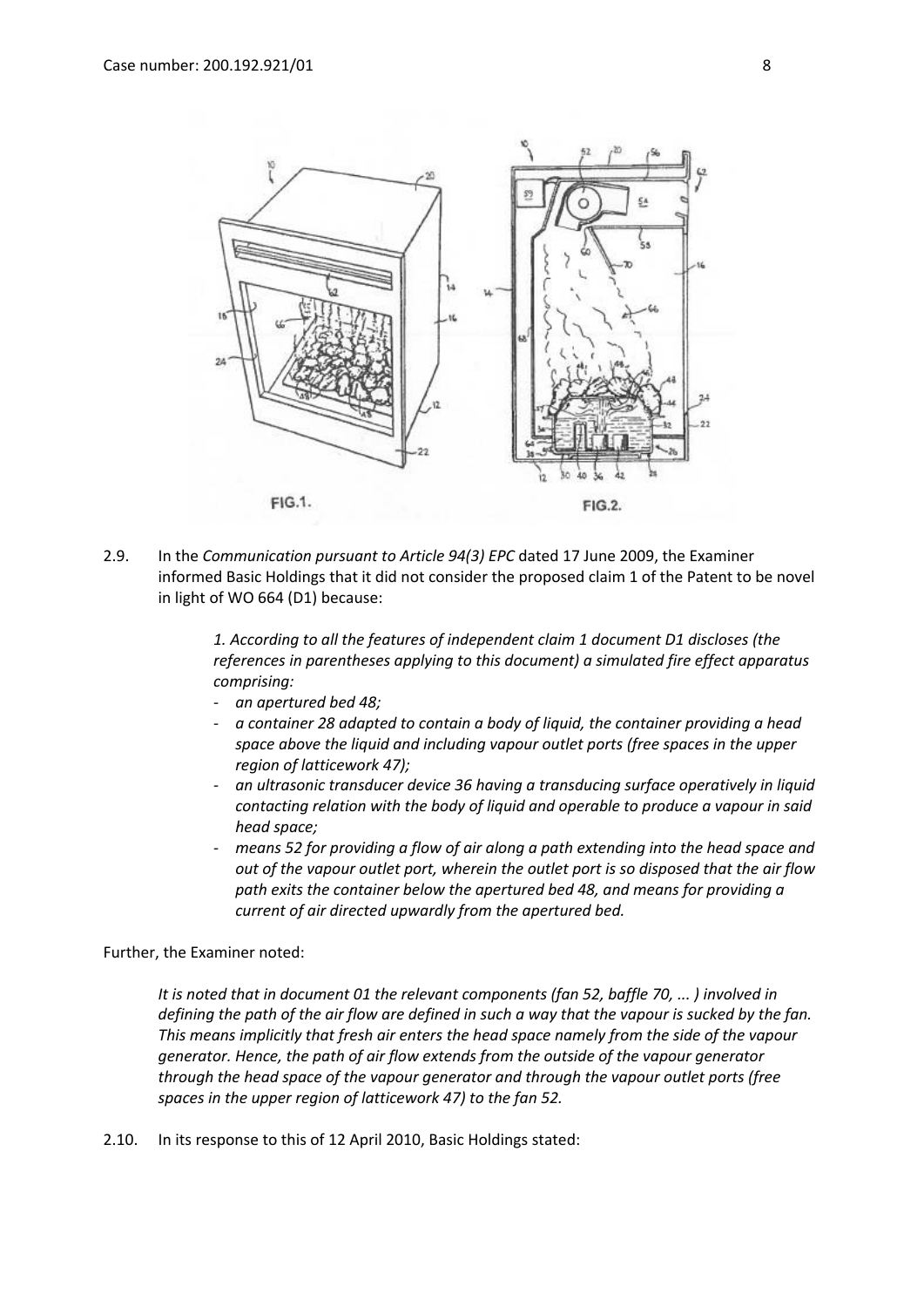FIG.1.

FIG.2.

2.9. In the *Communication pursuant to Article 94(3) EPC* dated 17 June 2009, the Examiner informed Basic Holdings that it did not consider the proposed claim 1 of the Patent to be novel in light of WO 664 (D1) because:

> *1. According to all the features of independent claim 1 document D1 discloses (the references in parentheses applying to this document) a simulated fire effect apparatus comprising:*
>
> - *an apertured bed 48;*
> - *a container 28 adapted to contain a body of liquid, the container providing a head space above the liquid and including vapour outlet ports (free spaces in the upper region of latticework 47);*
> - *an ultrasonic transducer device 36 having a transducing surface operatively in liquid contacting relation with the body of liquid and operable to produce a vapour in said head space;*
> - *means 52 for providing a flow of air along a path extending into the head space and out of the vapour outlet port, wherein the outlet port is so disposed that the air flow path exits the container below the apertured bed 48, and means for providing a current of air directed upwardly from the apertured bed.*

Further, the Examiner noted:

> *It is noted that in document 01 the relevant components (fan 52, baffle 70, ... ) involved in defining the path of the air flow are defined in such a way that the vapour is sucked by the fan. This means implicitly that fresh air enters the head space namely from the side of the vapour generator. Hence, the path of air flow extends from the outside of the vapour generator through the head space of the vapour generator and through the vapour outlet ports (free spaces in the upper region of latticework 47) to the fan 52.*

2.10. In its response to this of 12 April 2010, Basic Holdings stated: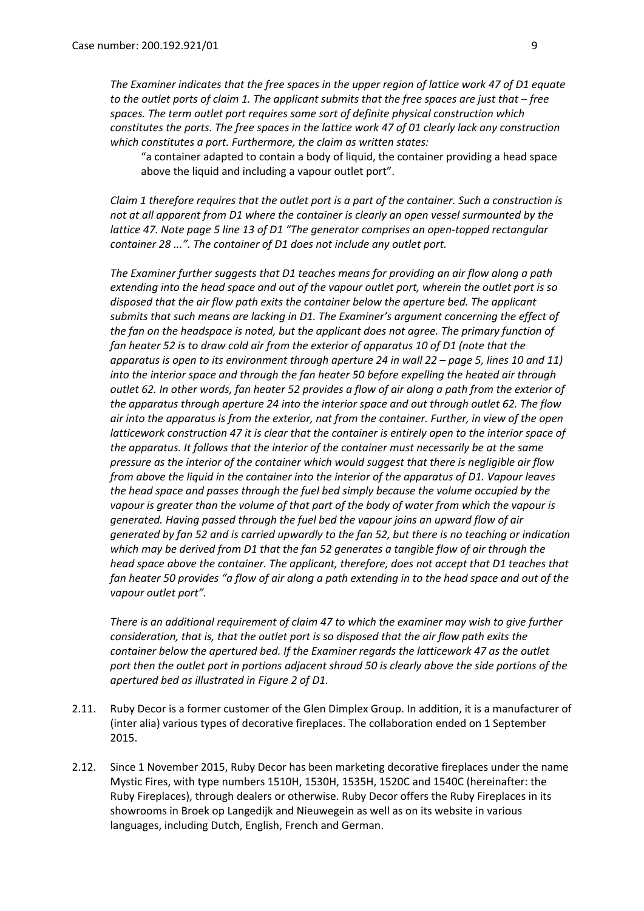*The Examiner indicates that the free spaces in the upper region of lattice work 47 of D1 equate to the outlet ports of claim 1. The applicant submits that the free spaces are just that – free spaces. The term outlet port requires some sort of definite physical construction which constitutes the ports. The free spaces in the lattice work 47 of 01 clearly lack any construction which constitutes a port. Furthermore, the claim as written states:*

> "a container adapted to contain a body of liquid, the container providing a head space above the liquid and including a vapour outlet port".

*Claim 1 therefore requires that the outlet port is a part of the container. Such a construction is not at all apparent from D1 where the container is clearly an open vessel surmounted by the lattice 47. Note page 5 line 13 of D1 "The generator comprises an open-topped rectangular container 28 ...". The container of D1 does not include any outlet port.*

*The Examiner further suggests that D1 teaches means for providing an air flow along a path extending into the head space and out of the vapour outlet port, wherein the outlet port is so disposed that the air flow path exits the container below the aperture bed. The applicant submits that such means are lacking in D1. The Examiner's argument concerning the effect of the fan on the headspace is noted, but the applicant does not agree. The primary function of fan heater 52 is to draw cold air from the exterior of apparatus 10 of D1 (note that the apparatus is open to its environment through aperture 24 in wall 22 – page 5, lines 10 and 11) into the interior space and through the fan heater 50 before expelling the heated air through outlet 62. In other words, fan heater 52 provides a flow of air along a path from the exterior of the apparatus through aperture 24 into the interior space and out through outlet 62. The flow air into the apparatus is from the exterior, nat from the container. Further, in view of the open latticework construction 47 it is clear that the container is entirely open to the interior space of the apparatus. It follows that the interior of the container must necessarily be at the same pressure as the interior of the container which would suggest that there is negligible air flow from above the liquid in the container into the interior of the apparatus of D1. Vapour leaves the head space and passes through the fuel bed simply because the volume occupied by the vapour is greater than the volume of that part of the body of water from which the vapour is generated. Having passed through the fuel bed the vapour joins an upward flow of air generated by fan 52 and is carried upwardly to the fan 52, but there is no teaching or indication which may be derived from D1 that the fan 52 generates a tangible flow of air through the head space above the container. The applicant, therefore, does not accept that D1 teaches that fan heater 50 provides "a flow of air along a path extending in to the head space and out of the vapour outlet port".*

*There is an additional requirement of claim 47 to which the examiner may wish to give further consideration, that is, that the outlet port is so disposed that the air flow path exits the container below the apertured bed. If the Examiner regards the latticework 47 as the outlet port then the outlet port in portions adjacent shroud 50 is clearly above the side portions of the apertured bed as illustrated in Figure 2 of D1.*

2.11. Ruby Decor is a former customer of the Glen Dimplex Group. In addition, it is a manufacturer of (inter alia) various types of decorative fireplaces. The collaboration ended on 1 September 2015.

2.12. Since 1 November 2015, Ruby Decor has been marketing decorative fireplaces under the name Mystic Fires, with type numbers 1510H, 1530H, 1535H, 1520C and 1540C (hereinafter: the Ruby Fireplaces), through dealers or otherwise. Ruby Decor offers the Ruby Fireplaces in its showrooms in Broek op Langedijk and Nieuwegein as well as on its website in various languages, including Dutch, English, French and German.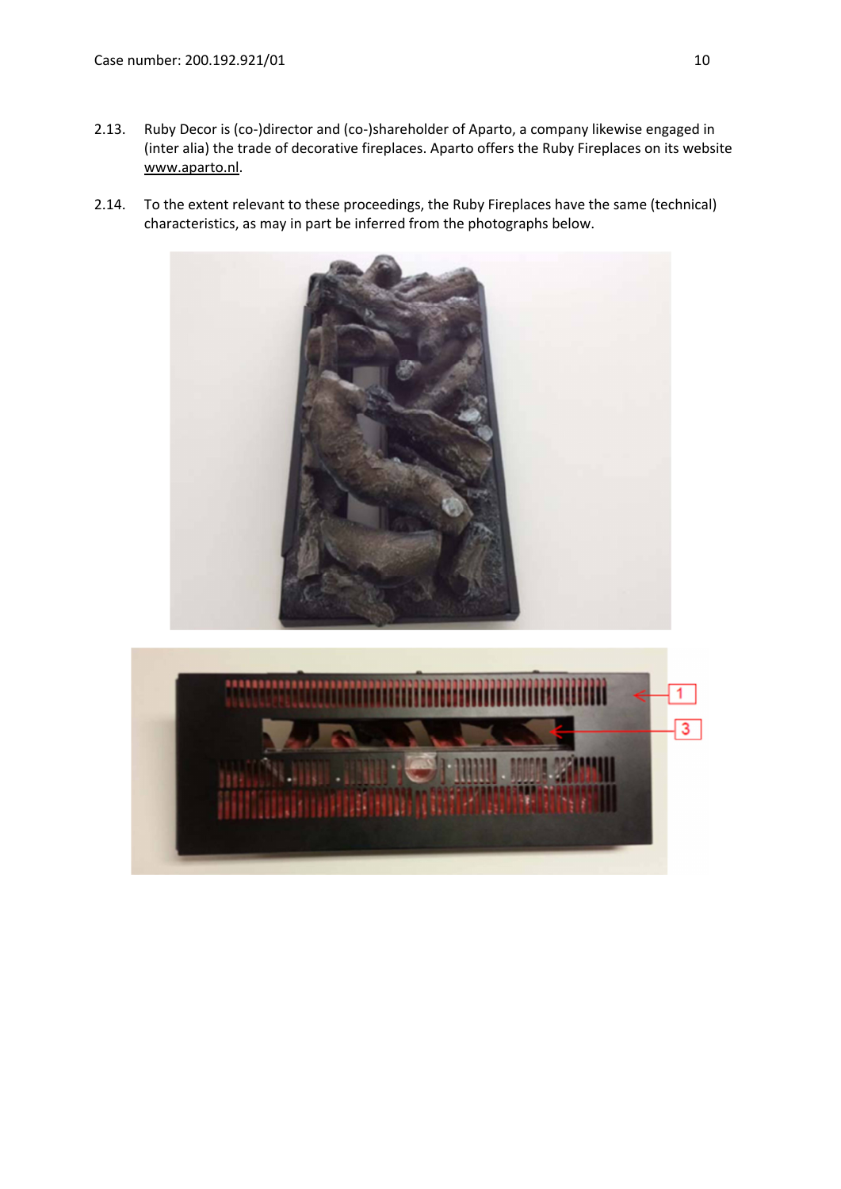2.13. Ruby Decor is (co-)director and (co-)shareholder of Aparto, a company likewise engaged in (inter alia) the trade of decorative fireplaces. Aparto offers the Ruby Fireplaces on its website www.aparto.nl.

2.14. To the extent relevant to these proceedings, the Ruby Fireplaces have the same (technical) characteristics, as may in part be inferred from the photographs below.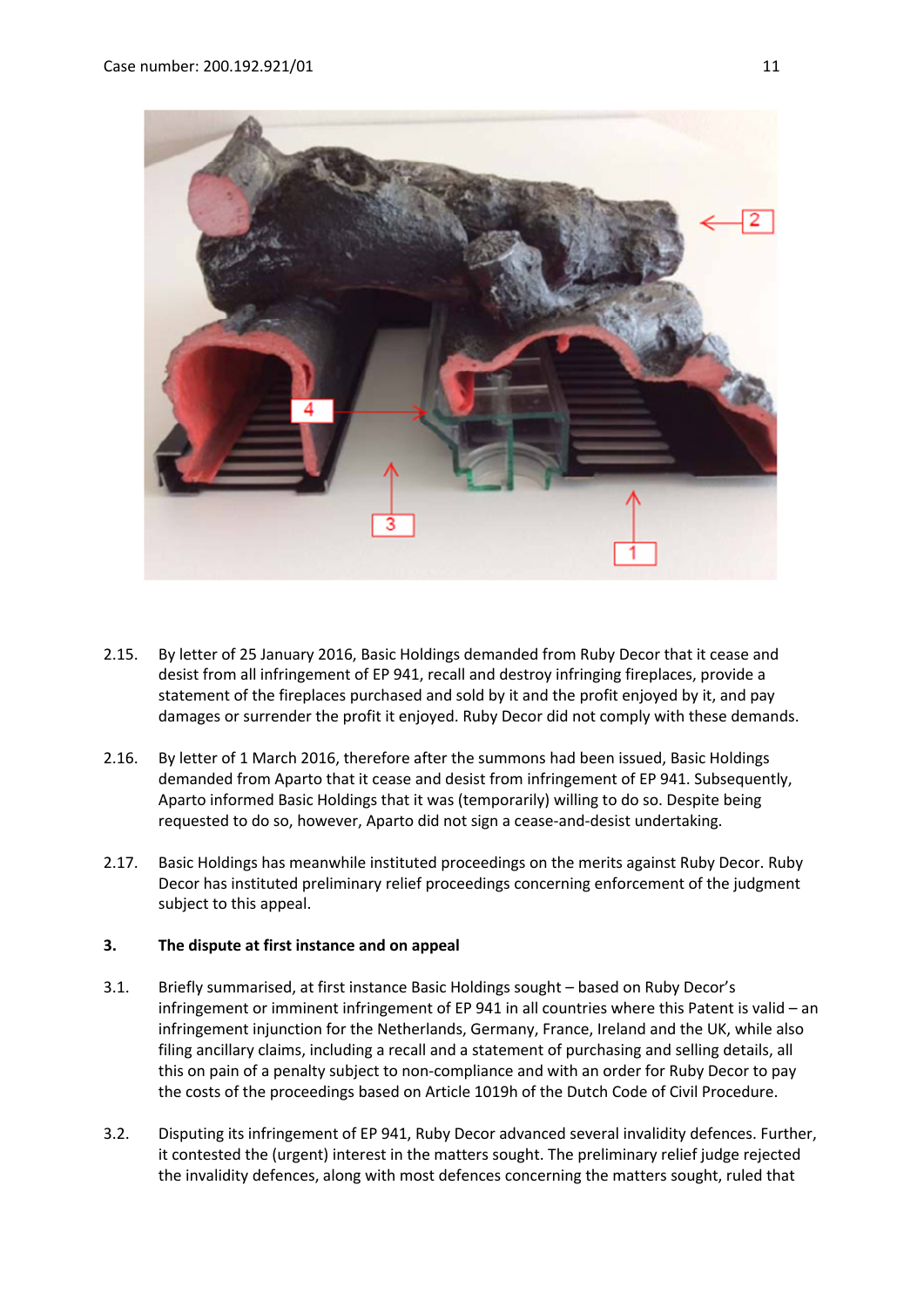2.15. By letter of 25 January 2016, Basic Holdings demanded from Ruby Decor that it cease and desist from all infringement of EP 941, recall and destroy infringing fireplaces, provide a statement of the fireplaces purchased and sold by it and the profit enjoyed by it, and pay damages or surrender the profit it enjoyed. Ruby Decor did not comply with these demands.

2.16. By letter of 1 March 2016, therefore after the summons had been issued, Basic Holdings demanded from Aparto that it cease and desist from infringement of EP 941. Subsequently, Aparto informed Basic Holdings that it was (temporarily) willing to do so. Despite being requested to do so, however, Aparto did not sign a cease-and-desist undertaking.

2.17. Basic Holdings has meanwhile instituted proceedings on the merits against Ruby Decor. Ruby Decor has instituted preliminary relief proceedings concerning enforcement of the judgment subject to this appeal.

## 3. The dispute at first instance and on appeal

3.1. Briefly summarised, at first instance Basic Holdings sought – based on Ruby Decor's infringement or imminent infringement of EP 941 in all countries where this Patent is valid – an infringement injunction for the Netherlands, Germany, France, Ireland and the UK, while also filing ancillary claims, including a recall and a statement of purchasing and selling details, all this on pain of a penalty subject to non-compliance and with an order for Ruby Decor to pay the costs of the proceedings based on Article 1019h of the Dutch Code of Civil Procedure.

3.2. Disputing its infringement of EP 941, Ruby Decor advanced several invalidity defences. Further, it contested the (urgent) interest in the matters sought. The preliminary relief judge rejected the invalidity defences, along with most defences concerning the matters sought, ruled that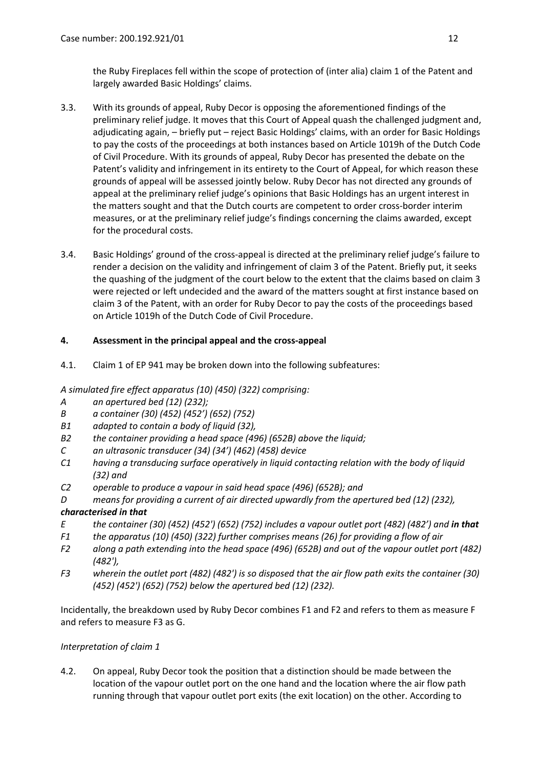the Ruby Fireplaces fell within the scope of protection of (inter alia) claim 1 of the Patent and largely awarded Basic Holdings' claims.

3.3. With its grounds of appeal, Ruby Decor is opposing the aforementioned findings of the preliminary relief judge. It moves that this Court of Appeal quash the challenged judgment and, adjudicating again, – briefly put – reject Basic Holdings' claims, with an order for Basic Holdings to pay the costs of the proceedings at both instances based on Article 1019h of the Dutch Code of Civil Procedure. With its grounds of appeal, Ruby Decor has presented the debate on the Patent's validity and infringement in its entirety to the Court of Appeal, for which reason these grounds of appeal will be assessed jointly below. Ruby Decor has not directed any grounds of appeal at the preliminary relief judge's opinions that Basic Holdings has an urgent interest in the matters sought and that the Dutch courts are competent to order cross-border interim measures, or at the preliminary relief judge's findings concerning the claims awarded, except for the procedural costs.

3.4. Basic Holdings' ground of the cross-appeal is directed at the preliminary relief judge's failure to render a decision on the validity and infringement of claim 3 of the Patent. Briefly put, it seeks the quashing of the judgment of the court below to the extent that the claims based on claim 3 were rejected or left undecided and the award of the matters sought at first instance based on claim 3 of the Patent, with an order for Ruby Decor to pay the costs of the proceedings based on Article 1019h of the Dutch Code of Civil Procedure.

## 4. Assessment in the principal appeal and the cross-appeal

4.1. Claim 1 of EP 941 may be broken down into the following subfeatures:

*A simulated fire effect apparatus (10) (450) (322) comprising:*

*A an apertured bed (12) (232);*

*B a container (30) (452) (452') (652) (752)*

*B1 adapted to contain a body of liquid (32),*

*B2 the container providing a head space (496) (652B) above the liquid;*

*C an ultrasonic transducer (34) (34') (462) (458) device*

*C1 having a transducing surface operatively in liquid contacting relation with the body of liquid (32) and*

*C2 operable to produce a vapour in said head space (496) (652B); and*

*D means for providing a current of air directed upwardly from the apertured bed (12) (232),*

***characterised in that***

*E the container (30) (452) (452') (652) (752) includes a vapour outlet port (482) (482') and **in that***

*F1 the apparatus (10) (450) (322) further comprises means (26) for providing a flow of air*

*F2 along a path extending into the head space (496) (652B) and out of the vapour outlet port (482) (482'),*

*F3 wherein the outlet port (482) (482') is so disposed that the air flow path exits the container (30) (452) (452') (652) (752) below the apertured bed (12) (232).*

Incidentally, the breakdown used by Ruby Decor combines F1 and F2 and refers to them as measure F and refers to measure F3 as G.

*Interpretation of claim 1*

4.2. On appeal, Ruby Decor took the position that a distinction should be made between the location of the vapour outlet port on the one hand and the location where the air flow path running through that vapour outlet port exits (the exit location) on the other. According to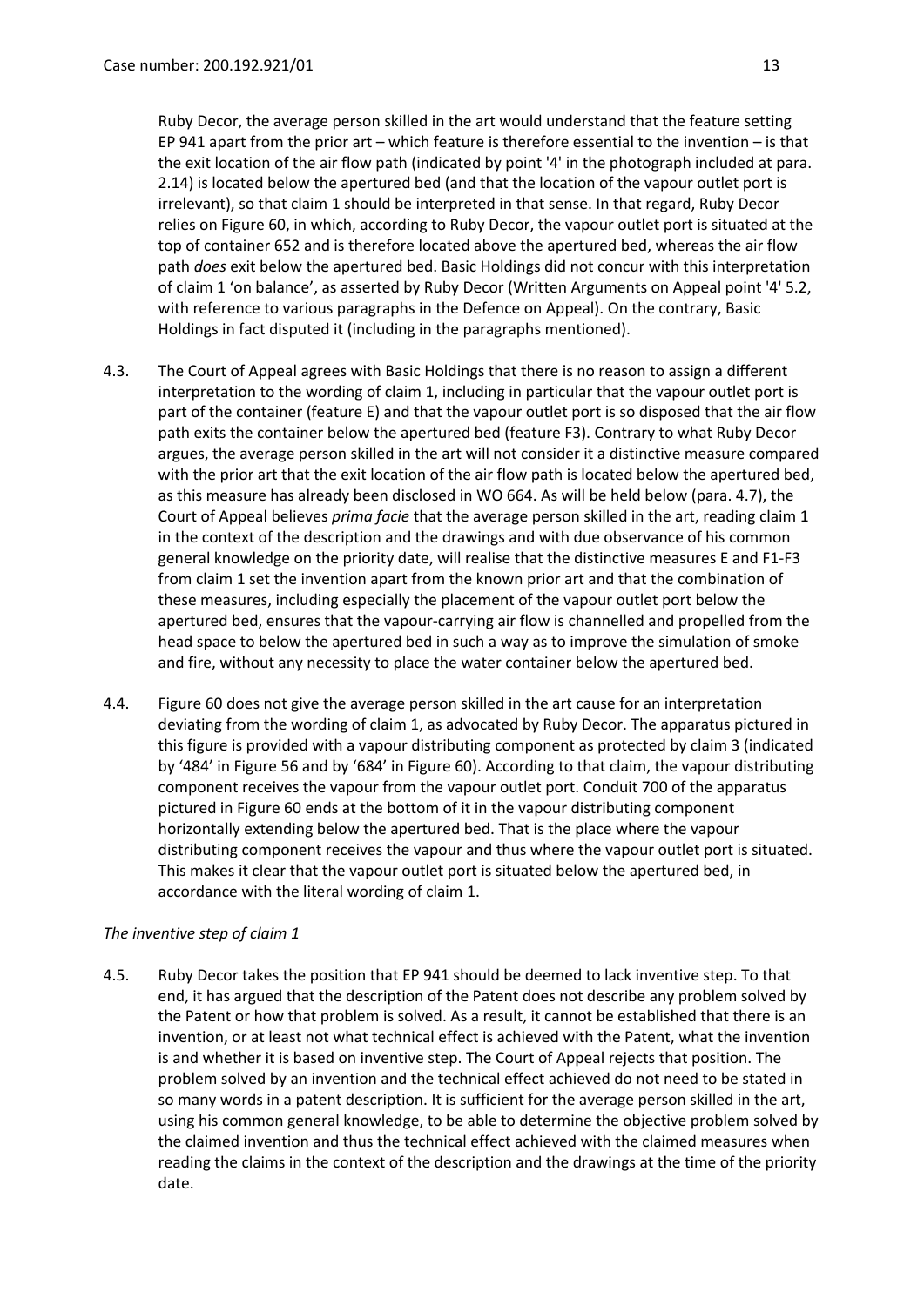Ruby Decor, the average person skilled in the art would understand that the feature setting EP 941 apart from the prior art – which feature is therefore essential to the invention – is that the exit location of the air flow path (indicated by point '4' in the photograph included at para. 2.14) is located below the apertured bed (and that the location of the vapour outlet port is irrelevant), so that claim 1 should be interpreted in that sense. In that regard, Ruby Decor relies on Figure 60, in which, according to Ruby Decor, the vapour outlet port is situated at the top of container 652 and is therefore located above the apertured bed, whereas the air flow path *does* exit below the apertured bed. Basic Holdings did not concur with this interpretation of claim 1 'on balance', as asserted by Ruby Decor (Written Arguments on Appeal point '4' 5.2, with reference to various paragraphs in the Defence on Appeal). On the contrary, Basic Holdings in fact disputed it (including in the paragraphs mentioned).

4.3. The Court of Appeal agrees with Basic Holdings that there is no reason to assign a different interpretation to the wording of claim 1, including in particular that the vapour outlet port is part of the container (feature E) and that the vapour outlet port is so disposed that the air flow path exits the container below the apertured bed (feature F3). Contrary to what Ruby Decor argues, the average person skilled in the art will not consider it a distinctive measure compared with the prior art that the exit location of the air flow path is located below the apertured bed, as this measure has already been disclosed in WO 664. As will be held below (para. 4.7), the Court of Appeal believes *prima facie* that the average person skilled in the art, reading claim 1 in the context of the description and the drawings and with due observance of his common general knowledge on the priority date, will realise that the distinctive measures E and F1-F3 from claim 1 set the invention apart from the known prior art and that the combination of these measures, including especially the placement of the vapour outlet port below the apertured bed, ensures that the vapour-carrying air flow is channelled and propelled from the head space to below the apertured bed in such a way as to improve the simulation of smoke and fire, without any necessity to place the water container below the apertured bed.

4.4. Figure 60 does not give the average person skilled in the art cause for an interpretation deviating from the wording of claim 1, as advocated by Ruby Decor. The apparatus pictured in this figure is provided with a vapour distributing component as protected by claim 3 (indicated by '484' in Figure 56 and by '684' in Figure 60). According to that claim, the vapour distributing component receives the vapour from the vapour outlet port. Conduit 700 of the apparatus pictured in Figure 60 ends at the bottom of it in the vapour distributing component horizontally extending below the apertured bed. That is the place where the vapour distributing component receives the vapour and thus where the vapour outlet port is situated. This makes it clear that the vapour outlet port is situated below the apertured bed, in accordance with the literal wording of claim 1.

*The inventive step of claim 1*

4.5. Ruby Decor takes the position that EP 941 should be deemed to lack inventive step. To that end, it has argued that the description of the Patent does not describe any problem solved by the Patent or how that problem is solved. As a result, it cannot be established that there is an invention, or at least not what technical effect is achieved with the Patent, what the invention is and whether it is based on inventive step. The Court of Appeal rejects that position. The problem solved by an invention and the technical effect achieved do not need to be stated in so many words in a patent description. It is sufficient for the average person skilled in the art, using his common general knowledge, to be able to determine the objective problem solved by the claimed invention and thus the technical effect achieved with the claimed measures when reading the claims in the context of the description and the drawings at the time of the priority date.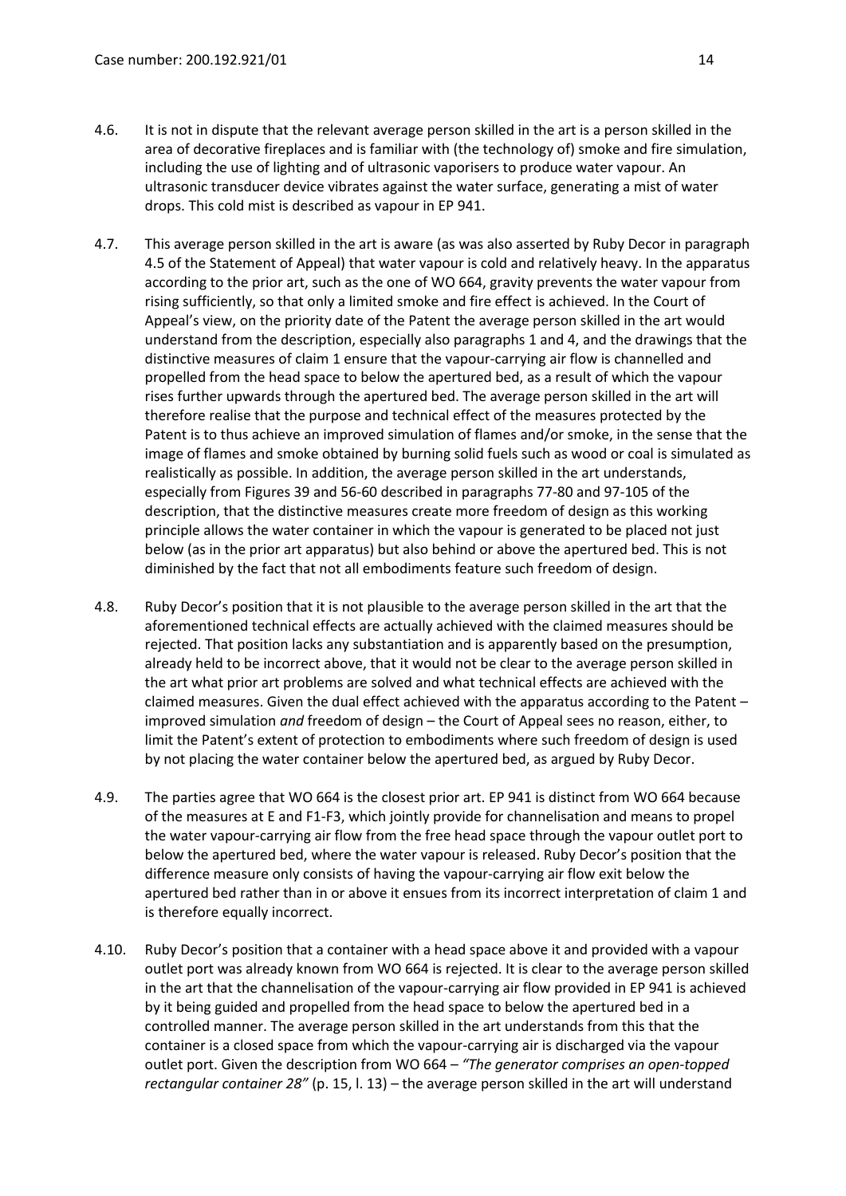4.6. It is not in dispute that the relevant average person skilled in the art is a person skilled in the area of decorative fireplaces and is familiar with (the technology of) smoke and fire simulation, including the use of lighting and of ultrasonic vaporisers to produce water vapour. An ultrasonic transducer device vibrates against the water surface, generating a mist of water drops. This cold mist is described as vapour in EP 941.

4.7. This average person skilled in the art is aware (as was also asserted by Ruby Decor in paragraph 4.5 of the Statement of Appeal) that water vapour is cold and relatively heavy. In the apparatus according to the prior art, such as the one of WO 664, gravity prevents the water vapour from rising sufficiently, so that only a limited smoke and fire effect is achieved. In the Court of Appeal's view, on the priority date of the Patent the average person skilled in the art would understand from the description, especially also paragraphs 1 and 4, and the drawings that the distinctive measures of claim 1 ensure that the vapour-carrying air flow is channelled and propelled from the head space to below the apertured bed, as a result of which the vapour rises further upwards through the apertured bed. The average person skilled in the art will therefore realise that the purpose and technical effect of the measures protected by the Patent is to thus achieve an improved simulation of flames and/or smoke, in the sense that the image of flames and smoke obtained by burning solid fuels such as wood or coal is simulated as realistically as possible. In addition, the average person skilled in the art understands, especially from Figures 39 and 56-60 described in paragraphs 77-80 and 97-105 of the description, that the distinctive measures create more freedom of design as this working principle allows the water container in which the vapour is generated to be placed not just below (as in the prior art apparatus) but also behind or above the apertured bed. This is not diminished by the fact that not all embodiments feature such freedom of design.

4.8. Ruby Decor's position that it is not plausible to the average person skilled in the art that the aforementioned technical effects are actually achieved with the claimed measures should be rejected. That position lacks any substantiation and is apparently based on the presumption, already held to be incorrect above, that it would not be clear to the average person skilled in the art what prior art problems are solved and what technical effects are achieved with the claimed measures. Given the dual effect achieved with the apparatus according to the Patent – improved simulation *and* freedom of design – the Court of Appeal sees no reason, either, to limit the Patent's extent of protection to embodiments where such freedom of design is used by not placing the water container below the apertured bed, as argued by Ruby Decor.

4.9. The parties agree that WO 664 is the closest prior art. EP 941 is distinct from WO 664 because of the measures at E and F1-F3, which jointly provide for channelisation and means to propel the water vapour-carrying air flow from the free head space through the vapour outlet port to below the apertured bed, where the water vapour is released. Ruby Decor's position that the difference measure only consists of having the vapour-carrying air flow exit below the apertured bed rather than in or above it ensues from its incorrect interpretation of claim 1 and is therefore equally incorrect.

4.10. Ruby Decor's position that a container with a head space above it and provided with a vapour outlet port was already known from WO 664 is rejected. It is clear to the average person skilled in the art that the channelisation of the vapour-carrying air flow provided in EP 941 is achieved by it being guided and propelled from the head space to below the apertured bed in a controlled manner. The average person skilled in the art understands from this that the container is a closed space from which the vapour-carrying air is discharged via the vapour outlet port. Given the description from WO 664 – *"The generator comprises an open-topped rectangular container 28"* (p. 15, l. 13) – the average person skilled in the art will understand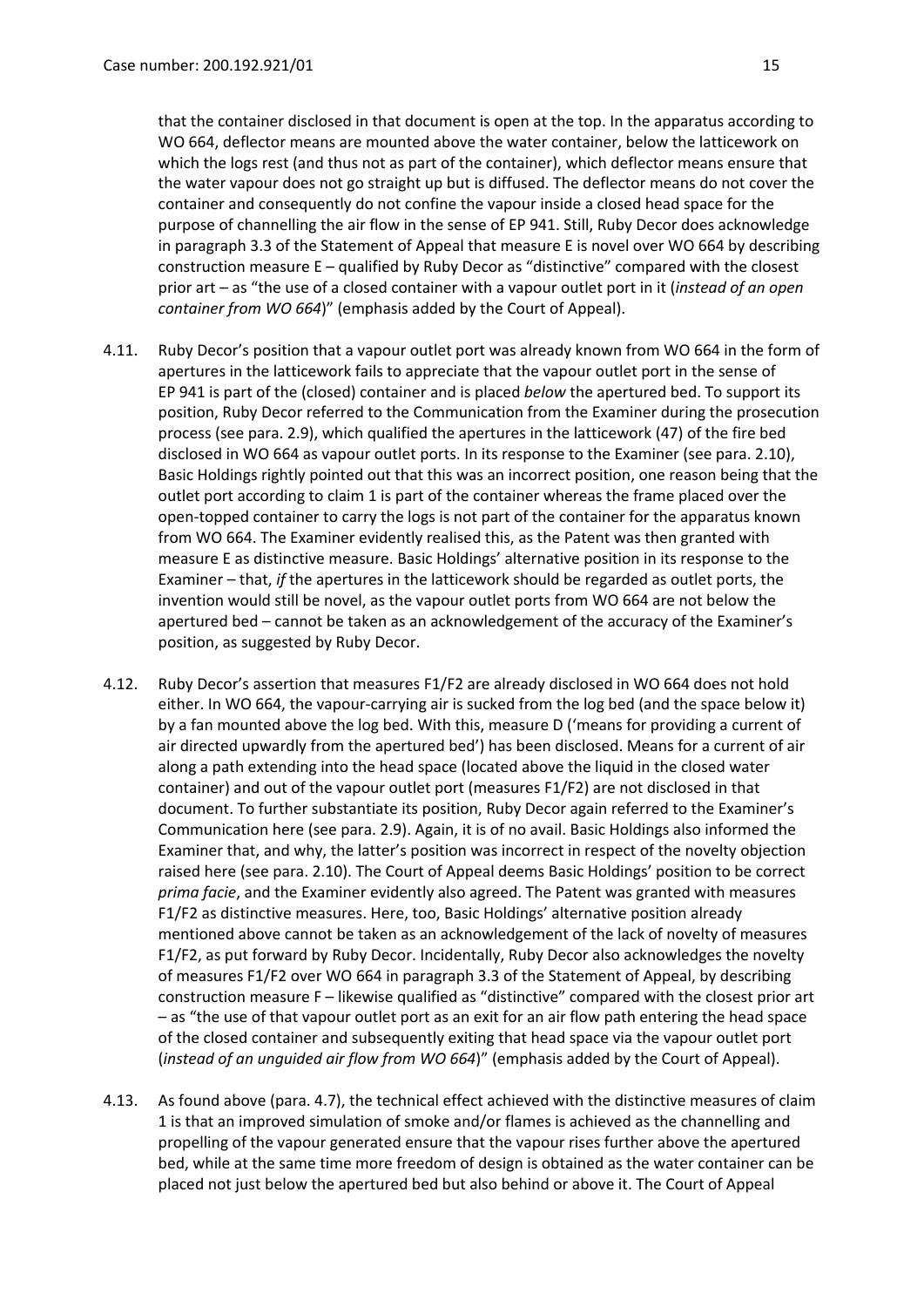that the container disclosed in that document is open at the top. In the apparatus according to WO 664, deflector means are mounted above the water container, below the latticework on which the logs rest (and thus not as part of the container), which deflector means ensure that the water vapour does not go straight up but is diffused. The deflector means do not cover the container and consequently do not confine the vapour inside a closed head space for the purpose of channelling the air flow in the sense of EP 941. Still, Ruby Decor does acknowledge in paragraph 3.3 of the Statement of Appeal that measure E is novel over WO 664 by describing construction measure E – qualified by Ruby Decor as "distinctive" compared with the closest prior art – as "the use of a closed container with a vapour outlet port in it (*instead of an open container from WO 664*)" (emphasis added by the Court of Appeal).

4.11. Ruby Decor's position that a vapour outlet port was already known from WO 664 in the form of apertures in the latticework fails to appreciate that the vapour outlet port in the sense of EP 941 is part of the (closed) container and is placed *below* the apertured bed. To support its position, Ruby Decor referred to the Communication from the Examiner during the prosecution process (see para. 2.9), which qualified the apertures in the latticework (47) of the fire bed disclosed in WO 664 as vapour outlet ports. In its response to the Examiner (see para. 2.10), Basic Holdings rightly pointed out that this was an incorrect position, one reason being that the outlet port according to claim 1 is part of the container whereas the frame placed over the open-topped container to carry the logs is not part of the container for the apparatus known from WO 664. The Examiner evidently realised this, as the Patent was then granted with measure E as distinctive measure. Basic Holdings' alternative position in its response to the Examiner – that, *if* the apertures in the latticework should be regarded as outlet ports, the invention would still be novel, as the vapour outlet ports from WO 664 are not below the apertured bed – cannot be taken as an acknowledgement of the accuracy of the Examiner's position, as suggested by Ruby Decor.

4.12. Ruby Decor's assertion that measures F1/F2 are already disclosed in WO 664 does not hold either. In WO 664, the vapour-carrying air is sucked from the log bed (and the space below it) by a fan mounted above the log bed. With this, measure D ('means for providing a current of air directed upwardly from the apertured bed') has been disclosed. Means for a current of air along a path extending into the head space (located above the liquid in the closed water container) and out of the vapour outlet port (measures F1/F2) are not disclosed in that document. To further substantiate its position, Ruby Decor again referred to the Examiner's Communication here (see para. 2.9). Again, it is of no avail. Basic Holdings also informed the Examiner that, and why, the latter's position was incorrect in respect of the novelty objection raised here (see para. 2.10). The Court of Appeal deems Basic Holdings' position to be correct *prima facie*, and the Examiner evidently also agreed. The Patent was granted with measures F1/F2 as distinctive measures. Here, too, Basic Holdings' alternative position already mentioned above cannot be taken as an acknowledgement of the lack of novelty of measures F1/F2, as put forward by Ruby Decor. Incidentally, Ruby Decor also acknowledges the novelty of measures F1/F2 over WO 664 in paragraph 3.3 of the Statement of Appeal, by describing construction measure F – likewise qualified as "distinctive" compared with the closest prior art – as "the use of that vapour outlet port as an exit for an air flow path entering the head space of the closed container and subsequently exiting that head space via the vapour outlet port (*instead of an unguided air flow from WO 664*)" (emphasis added by the Court of Appeal).

4.13. As found above (para. 4.7), the technical effect achieved with the distinctive measures of claim 1 is that an improved simulation of smoke and/or flames is achieved as the channelling and propelling of the vapour generated ensure that the vapour rises further above the apertured bed, while at the same time more freedom of design is obtained as the water container can be placed not just below the apertured bed but also behind or above it. The Court of Appeal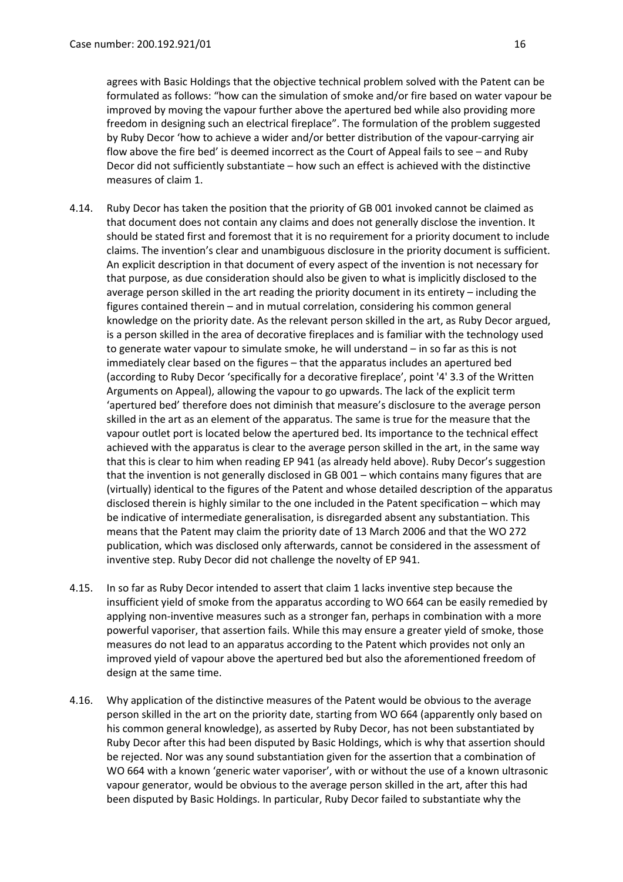agrees with Basic Holdings that the objective technical problem solved with the Patent can be formulated as follows: "how can the simulation of smoke and/or fire based on water vapour be improved by moving the vapour further above the apertured bed while also providing more freedom in designing such an electrical fireplace". The formulation of the problem suggested by Ruby Decor 'how to achieve a wider and/or better distribution of the vapour-carrying air flow above the fire bed' is deemed incorrect as the Court of Appeal fails to see – and Ruby Decor did not sufficiently substantiate – how such an effect is achieved with the distinctive measures of claim 1.

4.14. Ruby Decor has taken the position that the priority of GB 001 invoked cannot be claimed as that document does not contain any claims and does not generally disclose the invention. It should be stated first and foremost that it is no requirement for a priority document to include claims. The invention's clear and unambiguous disclosure in the priority document is sufficient. An explicit description in that document of every aspect of the invention is not necessary for that purpose, as due consideration should also be given to what is implicitly disclosed to the average person skilled in the art reading the priority document in its entirety – including the figures contained therein – and in mutual correlation, considering his common general knowledge on the priority date. As the relevant person skilled in the art, as Ruby Decor argued, is a person skilled in the area of decorative fireplaces and is familiar with the technology used to generate water vapour to simulate smoke, he will understand – in so far as this is not immediately clear based on the figures – that the apparatus includes an apertured bed (according to Ruby Decor 'specifically for a decorative fireplace', point '4' 3.3 of the Written Arguments on Appeal), allowing the vapour to go upwards. The lack of the explicit term 'apertured bed' therefore does not diminish that measure's disclosure to the average person skilled in the art as an element of the apparatus. The same is true for the measure that the vapour outlet port is located below the apertured bed. Its importance to the technical effect achieved with the apparatus is clear to the average person skilled in the art, in the same way that this is clear to him when reading EP 941 (as already held above). Ruby Decor's suggestion that the invention is not generally disclosed in GB 001 – which contains many figures that are (virtually) identical to the figures of the Patent and whose detailed description of the apparatus disclosed therein is highly similar to the one included in the Patent specification – which may be indicative of intermediate generalisation, is disregarded absent any substantiation. This means that the Patent may claim the priority date of 13 March 2006 and that the WO 272 publication, which was disclosed only afterwards, cannot be considered in the assessment of inventive step. Ruby Decor did not challenge the novelty of EP 941.

4.15. In so far as Ruby Decor intended to assert that claim 1 lacks inventive step because the insufficient yield of smoke from the apparatus according to WO 664 can be easily remedied by applying non-inventive measures such as a stronger fan, perhaps in combination with a more powerful vaporiser, that assertion fails. While this may ensure a greater yield of smoke, those measures do not lead to an apparatus according to the Patent which provides not only an improved yield of vapour above the apertured bed but also the aforementioned freedom of design at the same time.

4.16. Why application of the distinctive measures of the Patent would be obvious to the average person skilled in the art on the priority date, starting from WO 664 (apparently only based on his common general knowledge), as asserted by Ruby Decor, has not been substantiated by Ruby Decor after this had been disputed by Basic Holdings, which is why that assertion should be rejected. Nor was any sound substantiation given for the assertion that a combination of WO 664 with a known 'generic water vaporiser', with or without the use of a known ultrasonic vapour generator, would be obvious to the average person skilled in the art, after this had been disputed by Basic Holdings. In particular, Ruby Decor failed to substantiate why the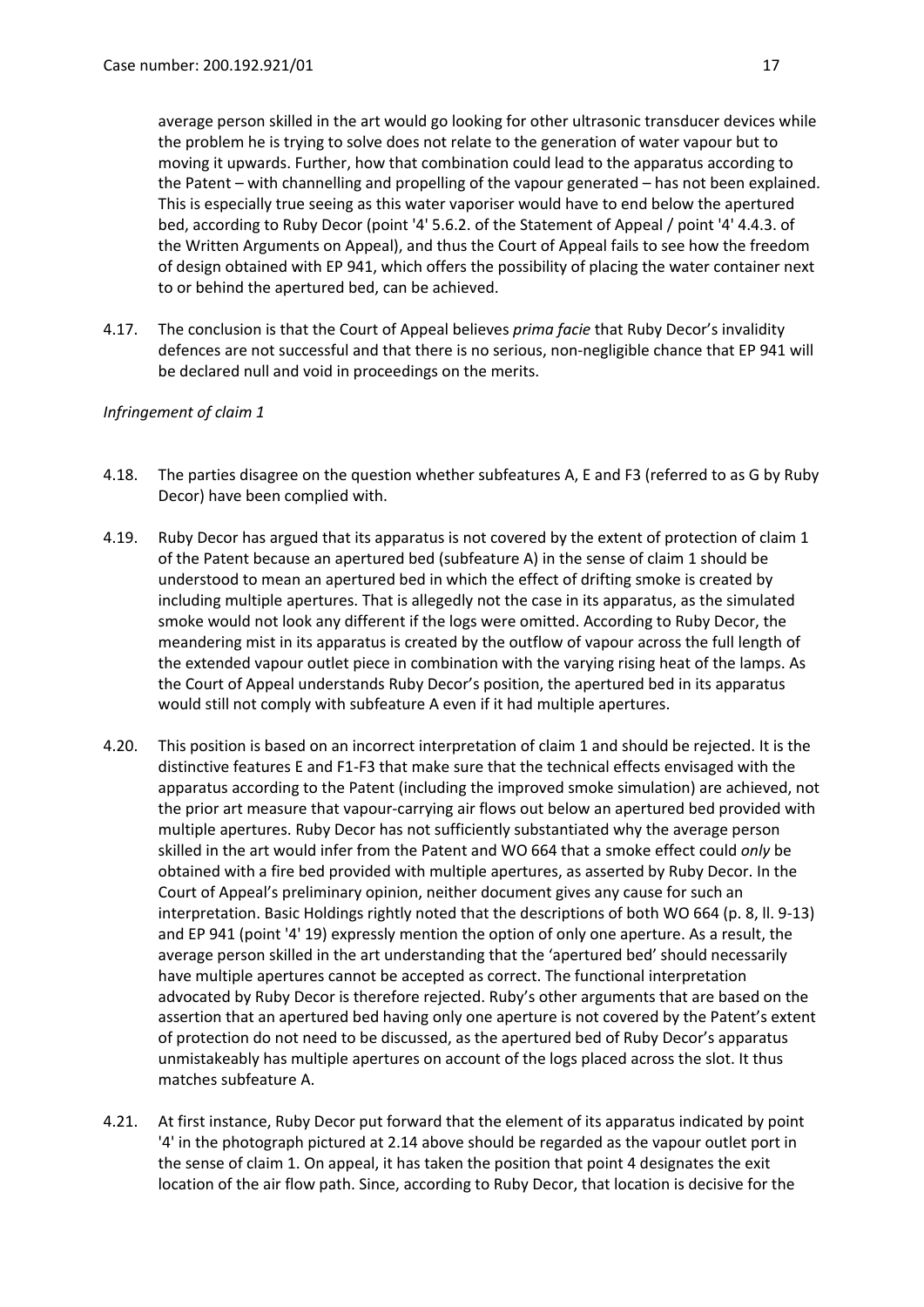average person skilled in the art would go looking for other ultrasonic transducer devices while the problem he is trying to solve does not relate to the generation of water vapour but to moving it upwards. Further, how that combination could lead to the apparatus according to the Patent – with channelling and propelling of the vapour generated – has not been explained. This is especially true seeing as this water vaporiser would have to end below the apertured bed, according to Ruby Decor (point '4' 5.6.2. of the Statement of Appeal / point '4' 4.4.3. of the Written Arguments on Appeal), and thus the Court of Appeal fails to see how the freedom of design obtained with EP 941, which offers the possibility of placing the water container next to or behind the apertured bed, can be achieved.

4.17. The conclusion is that the Court of Appeal believes *prima facie* that Ruby Decor's invalidity defences are not successful and that there is no serious, non-negligible chance that EP 941 will be declared null and void in proceedings on the merits.

*Infringement of claim 1*

4.18. The parties disagree on the question whether subfeatures A, E and F3 (referred to as G by Ruby Decor) have been complied with.

4.19. Ruby Decor has argued that its apparatus is not covered by the extent of protection of claim 1 of the Patent because an apertured bed (subfeature A) in the sense of claim 1 should be understood to mean an apertured bed in which the effect of drifting smoke is created by including multiple apertures. That is allegedly not the case in its apparatus, as the simulated smoke would not look any different if the logs were omitted. According to Ruby Decor, the meandering mist in its apparatus is created by the outflow of vapour across the full length of the extended vapour outlet piece in combination with the varying rising heat of the lamps. As the Court of Appeal understands Ruby Decor's position, the apertured bed in its apparatus would still not comply with subfeature A even if it had multiple apertures.

4.20. This position is based on an incorrect interpretation of claim 1 and should be rejected. It is the distinctive features E and F1-F3 that make sure that the technical effects envisaged with the apparatus according to the Patent (including the improved smoke simulation) are achieved, not the prior art measure that vapour-carrying air flows out below an apertured bed provided with multiple apertures. Ruby Decor has not sufficiently substantiated why the average person skilled in the art would infer from the Patent and WO 664 that a smoke effect could *only* be obtained with a fire bed provided with multiple apertures, as asserted by Ruby Decor. In the Court of Appeal's preliminary opinion, neither document gives any cause for such an interpretation. Basic Holdings rightly noted that the descriptions of both WO 664 (p. 8, ll. 9-13) and EP 941 (point '4' 19) expressly mention the option of only one aperture. As a result, the average person skilled in the art understanding that the 'apertured bed' should necessarily have multiple apertures cannot be accepted as correct. The functional interpretation advocated by Ruby Decor is therefore rejected. Ruby's other arguments that are based on the assertion that an apertured bed having only one aperture is not covered by the Patent's extent of protection do not need to be discussed, as the apertured bed of Ruby Decor's apparatus unmistakeably has multiple apertures on account of the logs placed across the slot. It thus matches subfeature A.

4.21. At first instance, Ruby Decor put forward that the element of its apparatus indicated by point '4' in the photograph pictured at 2.14 above should be regarded as the vapour outlet port in the sense of claim 1. On appeal, it has taken the position that point 4 designates the exit location of the air flow path. Since, according to Ruby Decor, that location is decisive for the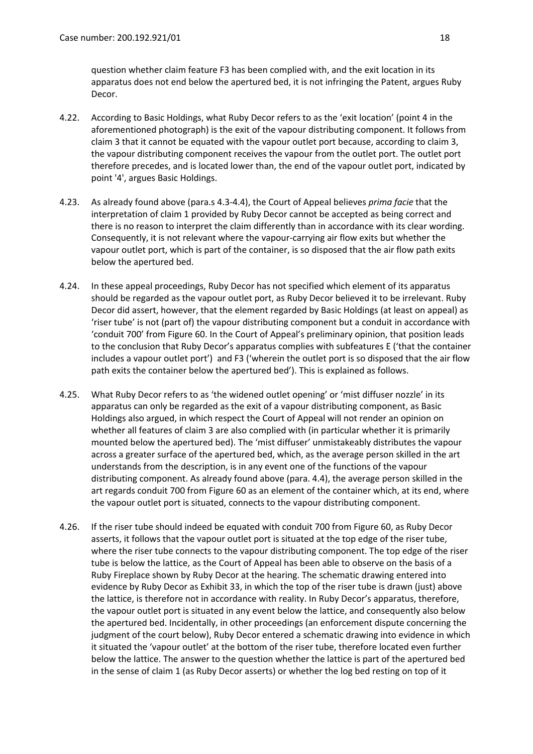question whether claim feature F3 has been complied with, and the exit location in its apparatus does not end below the apertured bed, it is not infringing the Patent, argues Ruby Decor.

4.22. According to Basic Holdings, what Ruby Decor refers to as the 'exit location' (point 4 in the aforementioned photograph) is the exit of the vapour distributing component. It follows from claim 3 that it cannot be equated with the vapour outlet port because, according to claim 3, the vapour distributing component receives the vapour from the outlet port. The outlet port therefore precedes, and is located lower than, the end of the vapour outlet port, indicated by point '4', argues Basic Holdings.

4.23. As already found above (para.s 4.3-4.4), the Court of Appeal believes *prima facie* that the interpretation of claim 1 provided by Ruby Decor cannot be accepted as being correct and there is no reason to interpret the claim differently than in accordance with its clear wording. Consequently, it is not relevant where the vapour-carrying air flow exits but whether the vapour outlet port, which is part of the container, is so disposed that the air flow path exits below the apertured bed.

4.24. In these appeal proceedings, Ruby Decor has not specified which element of its apparatus should be regarded as the vapour outlet port, as Ruby Decor believed it to be irrelevant. Ruby Decor did assert, however, that the element regarded by Basic Holdings (at least on appeal) as 'riser tube' is not (part of) the vapour distributing component but a conduit in accordance with 'conduit 700' from Figure 60. In the Court of Appeal's preliminary opinion, that position leads to the conclusion that Ruby Decor's apparatus complies with subfeatures E ('that the container includes a vapour outlet port') and F3 ('wherein the outlet port is so disposed that the air flow path exits the container below the apertured bed'). This is explained as follows.

4.25. What Ruby Decor refers to as 'the widened outlet opening' or 'mist diffuser nozzle' in its apparatus can only be regarded as the exit of a vapour distributing component, as Basic Holdings also argued, in which respect the Court of Appeal will not render an opinion on whether all features of claim 3 are also complied with (in particular whether it is primarily mounted below the apertured bed). The 'mist diffuser' unmistakeably distributes the vapour across a greater surface of the apertured bed, which, as the average person skilled in the art understands from the description, is in any event one of the functions of the vapour distributing component. As already found above (para. 4.4), the average person skilled in the art regards conduit 700 from Figure 60 as an element of the container which, at its end, where the vapour outlet port is situated, connects to the vapour distributing component.

4.26. If the riser tube should indeed be equated with conduit 700 from Figure 60, as Ruby Decor asserts, it follows that the vapour outlet port is situated at the top edge of the riser tube, where the riser tube connects to the vapour distributing component. The top edge of the riser tube is below the lattice, as the Court of Appeal has been able to observe on the basis of a Ruby Fireplace shown by Ruby Decor at the hearing. The schematic drawing entered into evidence by Ruby Decor as Exhibit 33, in which the top of the riser tube is drawn (just) above the lattice, is therefore not in accordance with reality. In Ruby Decor's apparatus, therefore, the vapour outlet port is situated in any event below the lattice, and consequently also below the apertured bed. Incidentally, in other proceedings (an enforcement dispute concerning the judgment of the court below), Ruby Decor entered a schematic drawing into evidence in which it situated the 'vapour outlet' at the bottom of the riser tube, therefore located even further below the lattice. The answer to the question whether the lattice is part of the apertured bed in the sense of claim 1 (as Ruby Decor asserts) or whether the log bed resting on top of it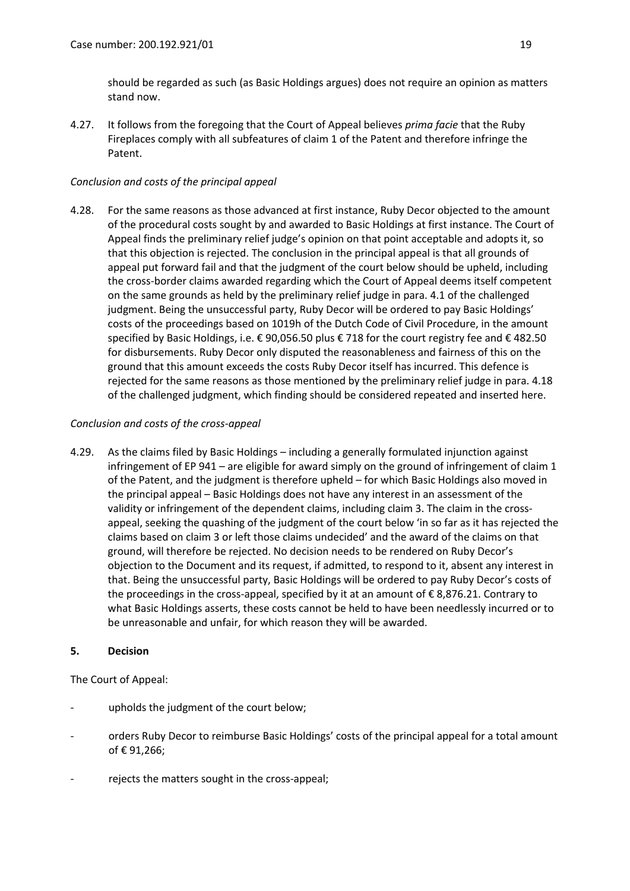should be regarded as such (as Basic Holdings argues) does not require an opinion as matters stand now.

4.27. It follows from the foregoing that the Court of Appeal believes *prima facie* that the Ruby Fireplaces comply with all subfeatures of claim 1 of the Patent and therefore infringe the Patent.

*Conclusion and costs of the principal appeal*

4.28. For the same reasons as those advanced at first instance, Ruby Decor objected to the amount of the procedural costs sought by and awarded to Basic Holdings at first instance. The Court of Appeal finds the preliminary relief judge's opinion on that point acceptable and adopts it, so that this objection is rejected. The conclusion in the principal appeal is that all grounds of appeal put forward fail and that the judgment of the court below should be upheld, including the cross-border claims awarded regarding which the Court of Appeal deems itself competent on the same grounds as held by the preliminary relief judge in para. 4.1 of the challenged judgment. Being the unsuccessful party, Ruby Decor will be ordered to pay Basic Holdings' costs of the proceedings based on 1019h of the Dutch Code of Civil Procedure, in the amount specified by Basic Holdings, i.e. € 90,056.50 plus € 718 for the court registry fee and € 482.50 for disbursements. Ruby Decor only disputed the reasonableness and fairness of this on the ground that this amount exceeds the costs Ruby Decor itself has incurred. This defence is rejected for the same reasons as those mentioned by the preliminary relief judge in para. 4.18 of the challenged judgment, which finding should be considered repeated and inserted here.

*Conclusion and costs of the cross-appeal*

4.29. As the claims filed by Basic Holdings – including a generally formulated injunction against infringement of EP 941 – are eligible for award simply on the ground of infringement of claim 1 of the Patent, and the judgment is therefore upheld – for which Basic Holdings also moved in the principal appeal – Basic Holdings does not have any interest in an assessment of the validity or infringement of the dependent claims, including claim 3. The claim in the cross-appeal, seeking the quashing of the judgment of the court below 'in so far as it has rejected the claims based on claim 3 or left those claims undecided' and the award of the claims on that ground, will therefore be rejected. No decision needs to be rendered on Ruby Decor's objection to the Document and its request, if admitted, to respond to it, absent any interest in that. Being the unsuccessful party, Basic Holdings will be ordered to pay Ruby Decor's costs of the proceedings in the cross-appeal, specified by it at an amount of € 8,876.21. Contrary to what Basic Holdings asserts, these costs cannot be held to have been needlessly incurred or to be unreasonable and unfair, for which reason they will be awarded.

## 5. Decision

The Court of Appeal:

- upholds the judgment of the court below;
- orders Ruby Decor to reimburse Basic Holdings' costs of the principal appeal for a total amount of € 91,266;
- rejects the matters sought in the cross-appeal;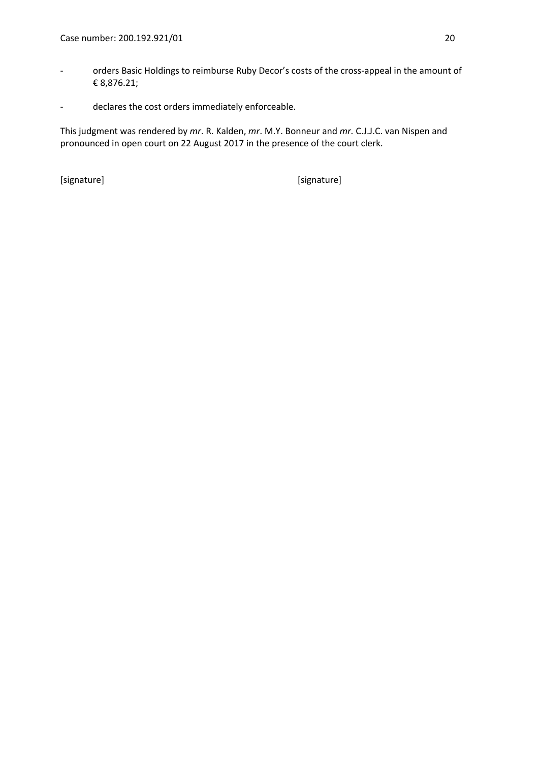- orders Basic Holdings to reimburse Ruby Decor's costs of the cross-appeal in the amount of € 8,876.21;

- declares the cost orders immediately enforceable.

This judgment was rendered by *mr*. R. Kalden, *mr*. M.Y. Bonneur and *mr*. C.J.J.C. van Nispen and pronounced in open court on 22 August 2017 in the presence of the court clerk.

[signature] [signature]